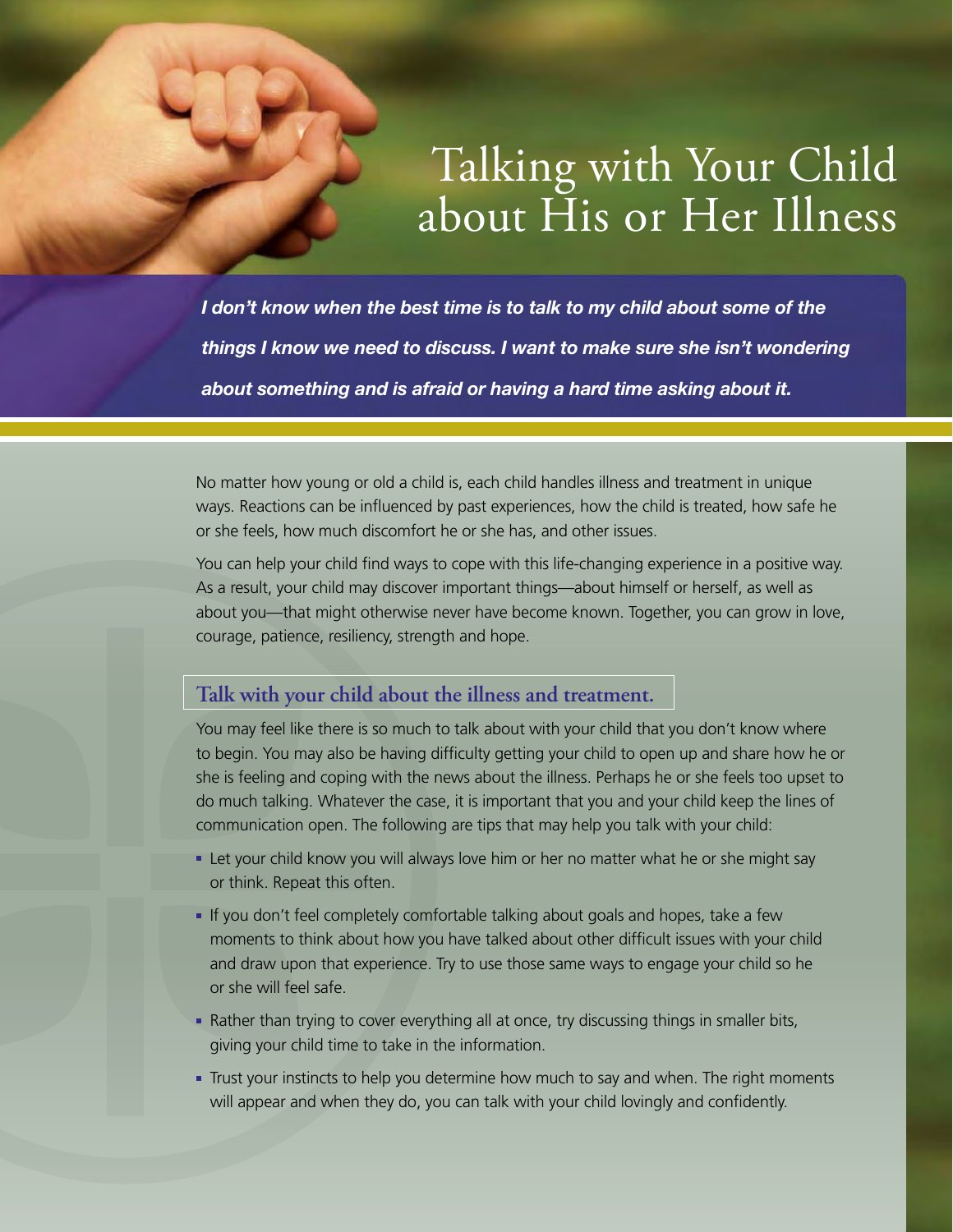# Talking with Your Child about His or Her Illness

***I don't know when the best time is to talk to my child about some of the things I know we need to discuss. I want to make sure she isn't wondering about something and is afraid or having a hard time asking about it.***

No matter how young or old a child is, each child handles illness and treatment in unique ways. Reactions can be influenced by past experiences, how the child is treated, how safe he or she feels, how much discomfort he or she has, and other issues.

You can help your child find ways to cope with this life-changing experience in a positive way. As a result, your child may discover important things—about himself or herself, as well as about you—that might otherwise never have become known. Together, you can grow in love, courage, patience, resiliency, strength and hope.

## Talk with your child about the illness and treatment.

You may feel like there is so much to talk about with your child that you don't know where to begin. You may also be having difficulty getting your child to open up and share how he or she is feeling and coping with the news about the illness. Perhaps he or she feels too upset to do much talking. Whatever the case, it is important that you and your child keep the lines of communication open. The following are tips that may help you talk with your child:

- Let your child know you will always love him or her no matter what he or she might say or think. Repeat this often.
- If you don't feel completely comfortable talking about goals and hopes, take a few moments to think about how you have talked about other difficult issues with your child and draw upon that experience. Try to use those same ways to engage your child so he or she will feel safe.
- Rather than trying to cover everything all at once, try discussing things in smaller bits, giving your child time to take in the information.
- Trust your instincts to help you determine how much to say and when. The right moments will appear and when they do, you can talk with your child lovingly and confidently.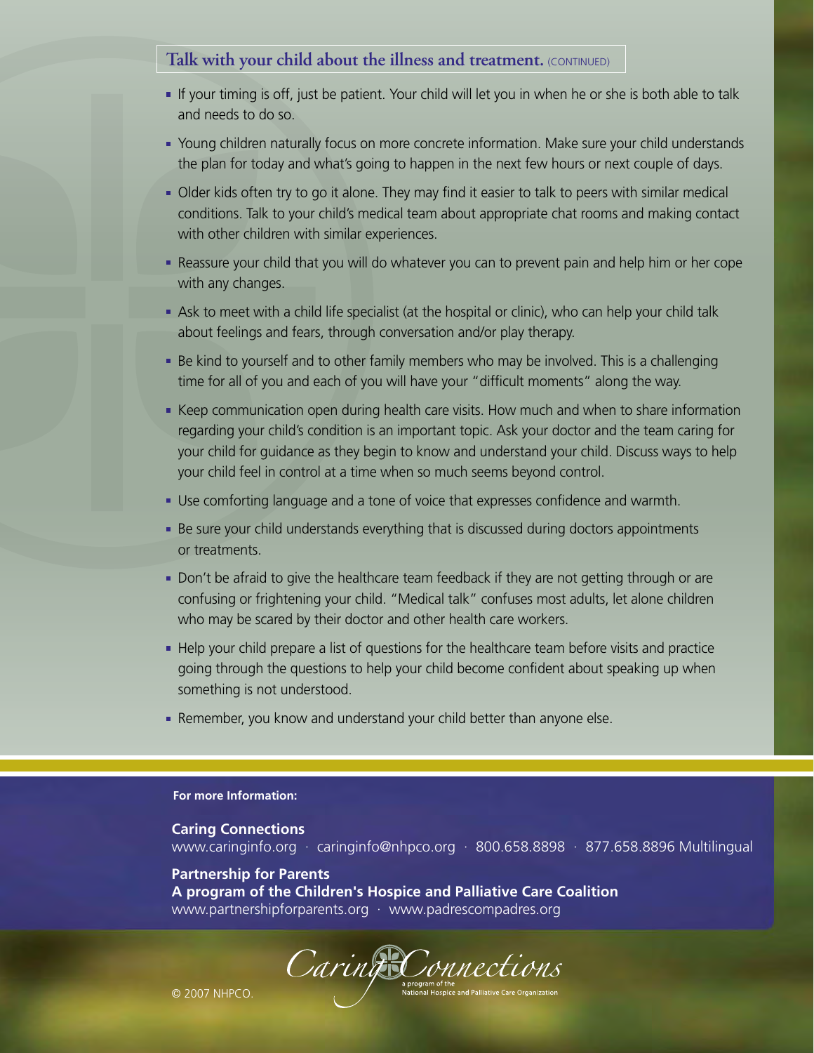## Talk with your child about the illness and treatment. (CONTINUED)

- If your timing is off, just be patient. Your child will let you in when he or she is both able to talk and needs to do so.
- Young children naturally focus on more concrete information. Make sure your child understands the plan for today and what's going to happen in the next few hours or next couple of days.
- Older kids often try to go it alone. They may find it easier to talk to peers with similar medical conditions. Talk to your child's medical team about appropriate chat rooms and making contact with other children with similar experiences.
- Reassure your child that you will do whatever you can to prevent pain and help him or her cope with any changes.
- Ask to meet with a child life specialist (at the hospital or clinic), who can help your child talk about feelings and fears, through conversation and/or play therapy.
- Be kind to yourself and to other family members who may be involved. This is a challenging time for all of you and each of you will have your "difficult moments" along the way.
- Keep communication open during health care visits. How much and when to share information regarding your child's condition is an important topic. Ask your doctor and the team caring for your child for guidance as they begin to know and understand your child. Discuss ways to help your child feel in control at a time when so much seems beyond control.
- Use comforting language and a tone of voice that expresses confidence and warmth.
- Be sure your child understands everything that is discussed during doctors appointments or treatments.
- Don't be afraid to give the healthcare team feedback if they are not getting through or are confusing or frightening your child. "Medical talk" confuses most adults, let alone children who may be scared by their doctor and other health care workers.
- Help your child prepare a list of questions for the healthcare team before visits and practice going through the questions to help your child become confident about speaking up when something is not understood.
- Remember, you know and understand your child better than anyone else.

**For more Information:**

**Caring Connections**
www.caringinfo.org · caringinfo@nhpco.org · 800.658.8898 · 877.658.8896 Multilingual

**Partnership for Parents**
**A program of the Children's Hospice and Palliative Care Coalition**
www.partnershipforparents.org · www.padrescompadres.org

Caring Connections
a program of the National Hospice and Palliative Care Organization

© 2007 NHPCO.